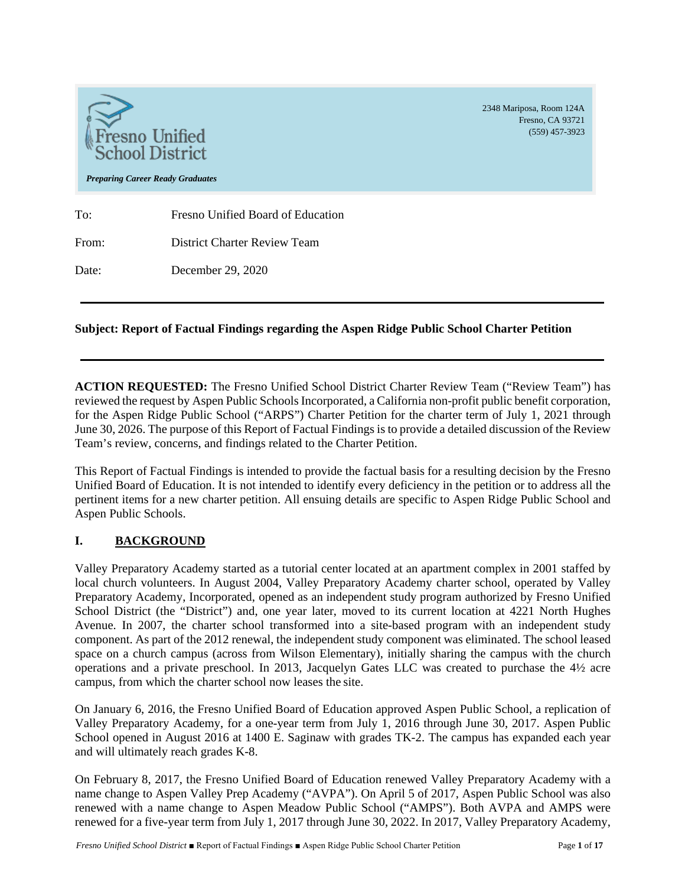Fresno Unified School District

*Preparing Career Ready Graduates*

2348 Mariposa, Room 124A
Fresno, CA 93721
(559) 457-3923

To: Fresno Unified Board of Education

From: District Charter Review Team

Date: December 29, 2020

---

**Subject: Report of Factual Findings regarding the Aspen Ridge Public School Charter Petition**

---

**ACTION REQUESTED:** The Fresno Unified School District Charter Review Team ("Review Team") has reviewed the request by Aspen Public Schools Incorporated, a California non-profit public benefit corporation, for the Aspen Ridge Public School ("ARPS") Charter Petition for the charter term of July 1, 2021 through June 30, 2026. The purpose of this Report of Factual Findings is to provide a detailed discussion of the Review Team's review, concerns, and findings related to the Charter Petition.

This Report of Factual Findings is intended to provide the factual basis for a resulting decision by the Fresno Unified Board of Education. It is not intended to identify every deficiency in the petition or to address all the pertinent items for a new charter petition. All ensuing details are specific to Aspen Ridge Public School and Aspen Public Schools.

## I. BACKGROUND

Valley Preparatory Academy started as a tutorial center located at an apartment complex in 2001 staffed by local church volunteers. In August 2004, Valley Preparatory Academy charter school, operated by Valley Preparatory Academy, Incorporated, opened as an independent study program authorized by Fresno Unified School District (the "District") and, one year later, moved to its current location at 4221 North Hughes Avenue. In 2007, the charter school transformed into a site-based program with an independent study component. As part of the 2012 renewal, the independent study component was eliminated. The school leased space on a church campus (across from Wilson Elementary), initially sharing the campus with the church operations and a private preschool. In 2013, Jacquelyn Gates LLC was created to purchase the 4½ acre campus, from which the charter school now leases the site.

On January 6, 2016, the Fresno Unified Board of Education approved Aspen Public School, a replication of Valley Preparatory Academy, for a one-year term from July 1, 2016 through June 30, 2017. Aspen Public School opened in August 2016 at 1400 E. Saginaw with grades TK-2. The campus has expanded each year and will ultimately reach grades K-8.

On February 8, 2017, the Fresno Unified Board of Education renewed Valley Preparatory Academy with a name change to Aspen Valley Prep Academy ("AVPA"). On April 5 of 2017, Aspen Public School was also renewed with a name change to Aspen Meadow Public School ("AMPS"). Both AVPA and AMPS were renewed for a five-year term from July 1, 2017 through June 30, 2022. In 2017, Valley Preparatory Academy,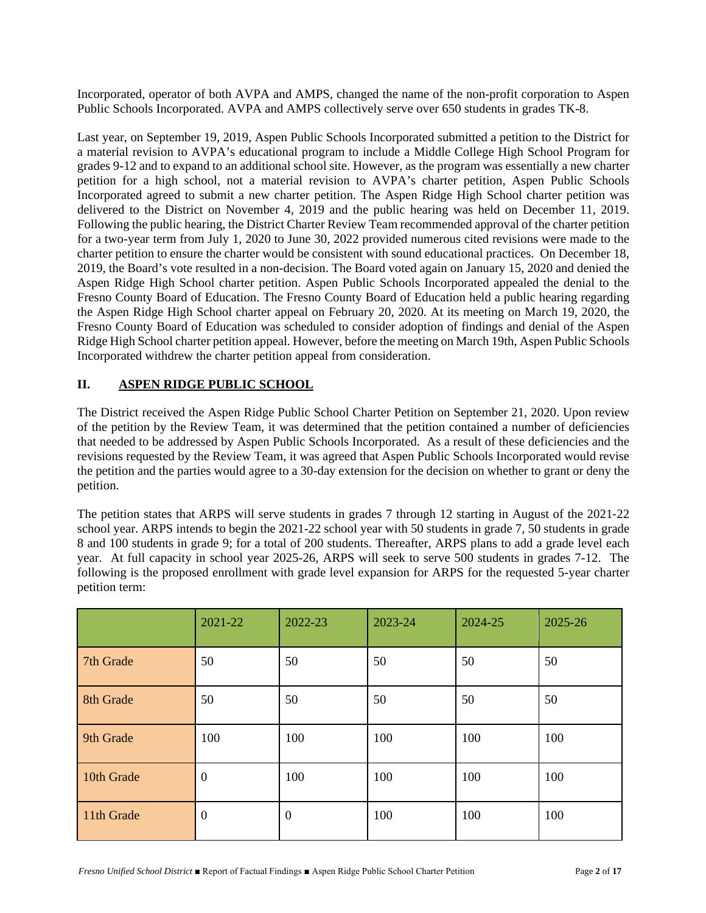Incorporated, operator of both AVPA and AMPS, changed the name of the non-profit corporation to Aspen Public Schools Incorporated. AVPA and AMPS collectively serve over 650 students in grades TK-8.

Last year, on September 19, 2019, Aspen Public Schools Incorporated submitted a petition to the District for a material revision to AVPA's educational program to include a Middle College High School Program for grades 9-12 and to expand to an additional school site. However, as the program was essentially a new charter petition for a high school, not a material revision to AVPA's charter petition, Aspen Public Schools Incorporated agreed to submit a new charter petition. The Aspen Ridge High School charter petition was delivered to the District on November 4, 2019 and the public hearing was held on December 11, 2019. Following the public hearing, the District Charter Review Team recommended approval of the charter petition for a two-year term from July 1, 2020 to June 30, 2022 provided numerous cited revisions were made to the charter petition to ensure the charter would be consistent with sound educational practices. On December 18, 2019, the Board's vote resulted in a non-decision. The Board voted again on January 15, 2020 and denied the Aspen Ridge High School charter petition. Aspen Public Schools Incorporated appealed the denial to the Fresno County Board of Education. The Fresno County Board of Education held a public hearing regarding the Aspen Ridge High School charter appeal on February 20, 2020. At its meeting on March 19, 2020, the Fresno County Board of Education was scheduled to consider adoption of findings and denial of the Aspen Ridge High School charter petition appeal. However, before the meeting on March 19th, Aspen Public Schools Incorporated withdrew the charter petition appeal from consideration.

## II. ASPEN RIDGE PUBLIC SCHOOL

The District received the Aspen Ridge Public School Charter Petition on September 21, 2020. Upon review of the petition by the Review Team, it was determined that the petition contained a number of deficiencies that needed to be addressed by Aspen Public Schools Incorporated. As a result of these deficiencies and the revisions requested by the Review Team, it was agreed that Aspen Public Schools Incorporated would revise the petition and the parties would agree to a 30-day extension for the decision on whether to grant or deny the petition.

The petition states that ARPS will serve students in grades 7 through 12 starting in August of the 2021-22 school year. ARPS intends to begin the 2021-22 school year with 50 students in grade 7, 50 students in grade 8 and 100 students in grade 9; for a total of 200 students. Thereafter, ARPS plans to add a grade level each year. At full capacity in school year 2025-26, ARPS will seek to serve 500 students in grades 7-12. The following is the proposed enrollment with grade level expansion for ARPS for the requested 5-year charter petition term:

| | 2021-22 | 2022-23 | 2023-24 | 2024-25 | 2025-26 |
|---|---|---|---|---|---|
| 7th Grade | 50 | 50 | 50 | 50 | 50 |
| 8th Grade | 50 | 50 | 50 | 50 | 50 |
| 9th Grade | 100 | 100 | 100 | 100 | 100 |
| 10th Grade | 0 | 100 | 100 | 100 | 100 |
| 11th Grade | 0 | 0 | 100 | 100 | 100 |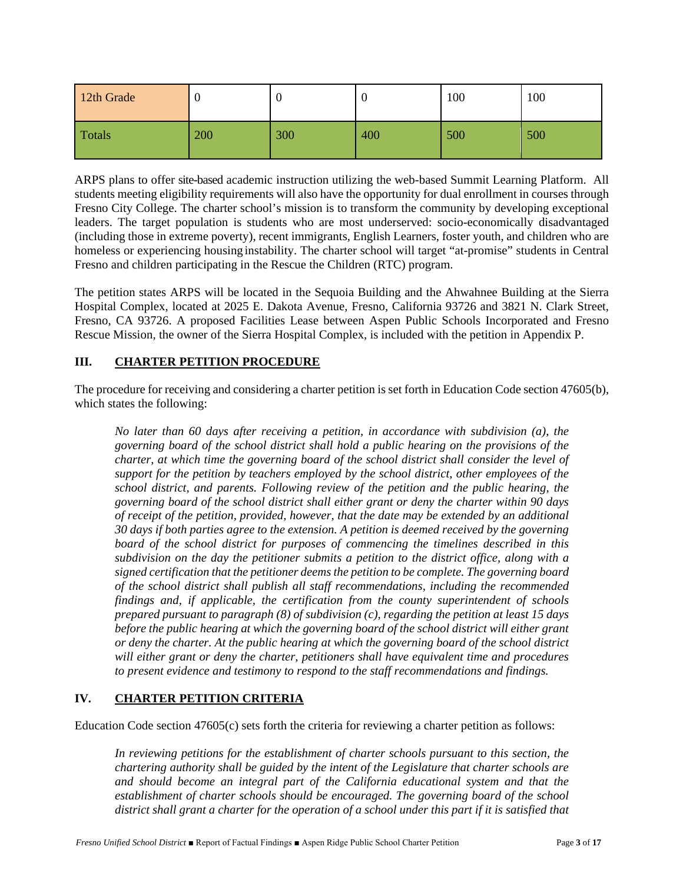| | | | | | |
|---|---|---|---|---|---|
| 12th Grade | 0 | 0 | 0 | 100 | 100 |
| Totals | 200 | 300 | 400 | 500 | 500 |

ARPS plans to offer site-based academic instruction utilizing the web-based Summit Learning Platform. All students meeting eligibility requirements will also have the opportunity for dual enrollment in courses through Fresno City College. The charter school's mission is to transform the community by developing exceptional leaders. The target population is students who are most underserved: socio-economically disadvantaged (including those in extreme poverty), recent immigrants, English Learners, foster youth, and children who are homeless or experiencing housing instability. The charter school will target "at-promise" students in Central Fresno and children participating in the Rescue the Children (RTC) program.

The petition states ARPS will be located in the Sequoia Building and the Ahwahnee Building at the Sierra Hospital Complex, located at 2025 E. Dakota Avenue, Fresno, California 93726 and 3821 N. Clark Street, Fresno, CA 93726. A proposed Facilities Lease between Aspen Public Schools Incorporated and Fresno Rescue Mission, the owner of the Sierra Hospital Complex, is included with the petition in Appendix P.

## III. CHARTER PETITION PROCEDURE

The procedure for receiving and considering a charter petition is set forth in Education Code section 47605(b), which states the following:

> *No later than 60 days after receiving a petition, in accordance with subdivision (a), the governing board of the school district shall hold a public hearing on the provisions of the charter, at which time the governing board of the school district shall consider the level of support for the petition by teachers employed by the school district, other employees of the school district, and parents. Following review of the petition and the public hearing, the governing board of the school district shall either grant or deny the charter within 90 days of receipt of the petition, provided, however, that the date may be extended by an additional 30 days if both parties agree to the extension. A petition is deemed received by the governing board of the school district for purposes of commencing the timelines described in this subdivision on the day the petitioner submits a petition to the district office, along with a signed certification that the petitioner deems the petition to be complete. The governing board of the school district shall publish all staff recommendations, including the recommended findings and, if applicable, the certification from the county superintendent of schools prepared pursuant to paragraph (8) of subdivision (c), regarding the petition at least 15 days before the public hearing at which the governing board of the school district will either grant or deny the charter. At the public hearing at which the governing board of the school district will either grant or deny the charter, petitioners shall have equivalent time and procedures to present evidence and testimony to respond to the staff recommendations and findings.*

## IV. CHARTER PETITION CRITERIA

Education Code section 47605(c) sets forth the criteria for reviewing a charter petition as follows:

> *In reviewing petitions for the establishment of charter schools pursuant to this section, the chartering authority shall be guided by the intent of the Legislature that charter schools are and should become an integral part of the California educational system and that the establishment of charter schools should be encouraged. The governing board of the school district shall grant a charter for the operation of a school under this part if it is satisfied that*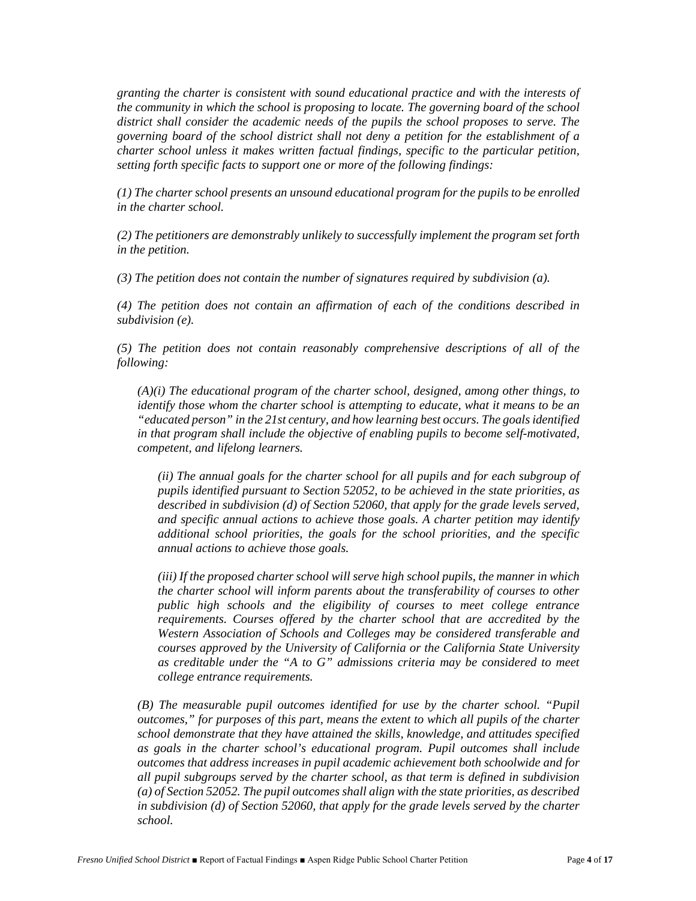*granting the charter is consistent with sound educational practice and with the interests of the community in which the school is proposing to locate. The governing board of the school district shall consider the academic needs of the pupils the school proposes to serve. The governing board of the school district shall not deny a petition for the establishment of a charter school unless it makes written factual findings, specific to the particular petition, setting forth specific facts to support one or more of the following findings:*

*(1) The charter school presents an unsound educational program for the pupils to be enrolled in the charter school.*

*(2) The petitioners are demonstrably unlikely to successfully implement the program set forth in the petition.*

*(3) The petition does not contain the number of signatures required by subdivision (a).*

*(4) The petition does not contain an affirmation of each of the conditions described in subdivision (e).*

*(5) The petition does not contain reasonably comprehensive descriptions of all of the following:*

> *(A)(i) The educational program of the charter school, designed, among other things, to identify those whom the charter school is attempting to educate, what it means to be an "educated person" in the 21st century, and how learning best occurs. The goals identified in that program shall include the objective of enabling pupils to become self-motivated, competent, and lifelong learners.*
>
> > *(ii) The annual goals for the charter school for all pupils and for each subgroup of pupils identified pursuant to Section 52052, to be achieved in the state priorities, as described in subdivision (d) of Section 52060, that apply for the grade levels served, and specific annual actions to achieve those goals. A charter petition may identify additional school priorities, the goals for the school priorities, and the specific annual actions to achieve those goals.*
> >
> > *(iii) If the proposed charter school will serve high school pupils, the manner in which the charter school will inform parents about the transferability of courses to other public high schools and the eligibility of courses to meet college entrance requirements. Courses offered by the charter school that are accredited by the Western Association of Schools and Colleges may be considered transferable and courses approved by the University of California or the California State University as creditable under the "A to G" admissions criteria may be considered to meet college entrance requirements.*
>
> *(B) The measurable pupil outcomes identified for use by the charter school. "Pupil outcomes," for purposes of this part, means the extent to which all pupils of the charter school demonstrate that they have attained the skills, knowledge, and attitudes specified as goals in the charter school's educational program. Pupil outcomes shall include outcomes that address increases in pupil academic achievement both schoolwide and for all pupil subgroups served by the charter school, as that term is defined in subdivision (a) of Section 52052. The pupil outcomes shall align with the state priorities, as described in subdivision (d) of Section 52060, that apply for the grade levels served by the charter school.*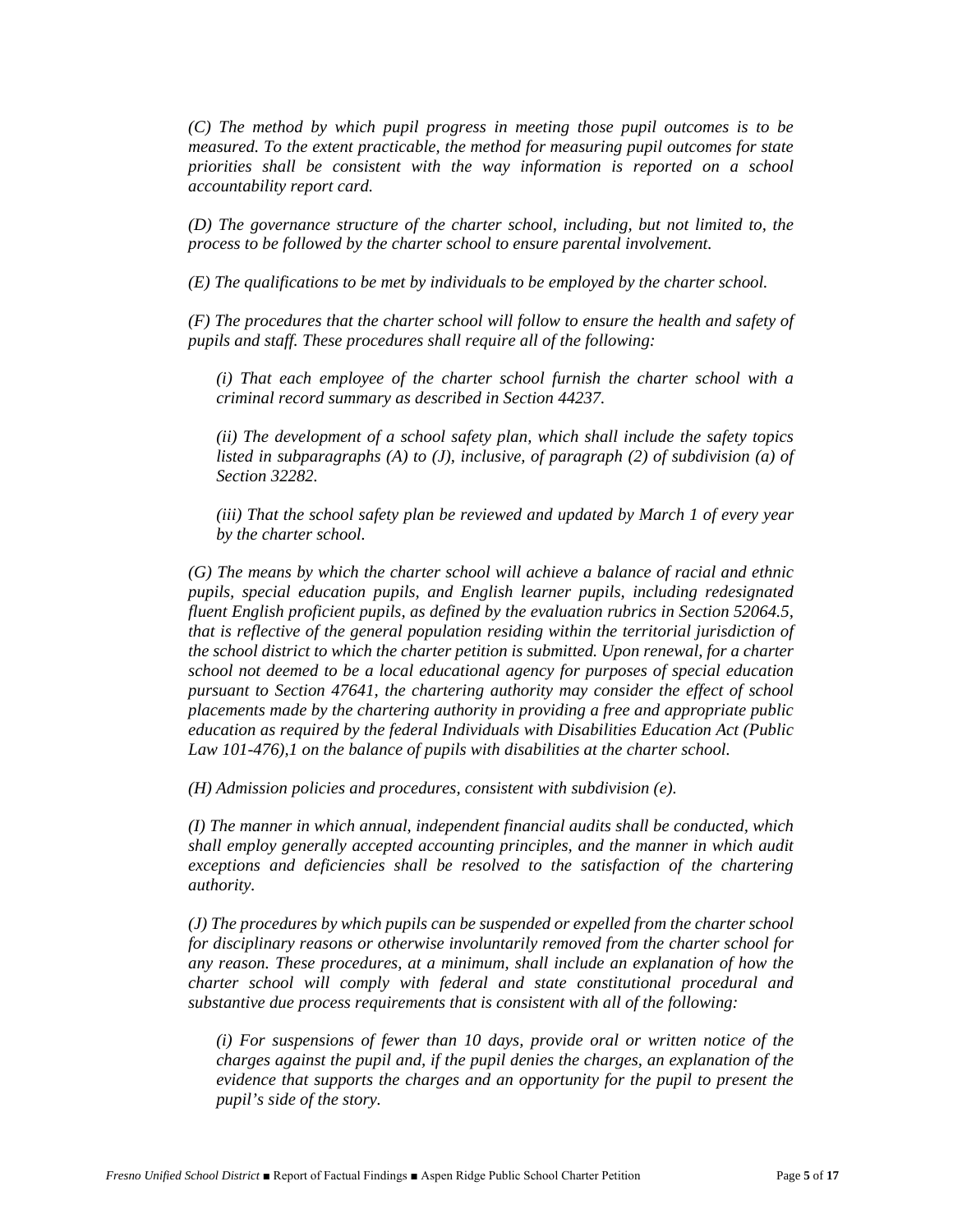*(C) The method by which pupil progress in meeting those pupil outcomes is to be measured. To the extent practicable, the method for measuring pupil outcomes for state priorities shall be consistent with the way information is reported on a school accountability report card.*

*(D) The governance structure of the charter school, including, but not limited to, the process to be followed by the charter school to ensure parental involvement.*

*(E) The qualifications to be met by individuals to be employed by the charter school.*

*(F) The procedures that the charter school will follow to ensure the health and safety of pupils and staff. These procedures shall require all of the following:*

> *(i) That each employee of the charter school furnish the charter school with a criminal record summary as described in Section 44237.*
>
> *(ii) The development of a school safety plan, which shall include the safety topics listed in subparagraphs (A) to (J), inclusive, of paragraph (2) of subdivision (a) of Section 32282.*
>
> *(iii) That the school safety plan be reviewed and updated by March 1 of every year by the charter school.*

*(G) The means by which the charter school will achieve a balance of racial and ethnic pupils, special education pupils, and English learner pupils, including redesignated fluent English proficient pupils, as defined by the evaluation rubrics in Section 52064.5, that is reflective of the general population residing within the territorial jurisdiction of the school district to which the charter petition is submitted. Upon renewal, for a charter school not deemed to be a local educational agency for purposes of special education pursuant to Section 47641, the chartering authority may consider the effect of school placements made by the chartering authority in providing a free and appropriate public education as required by the federal Individuals with Disabilities Education Act (Public Law 101-476),1 on the balance of pupils with disabilities at the charter school.*

*(H) Admission policies and procedures, consistent with subdivision (e).*

*(I) The manner in which annual, independent financial audits shall be conducted, which shall employ generally accepted accounting principles, and the manner in which audit exceptions and deficiencies shall be resolved to the satisfaction of the chartering authority.*

*(J) The procedures by which pupils can be suspended or expelled from the charter school for disciplinary reasons or otherwise involuntarily removed from the charter school for any reason. These procedures, at a minimum, shall include an explanation of how the charter school will comply with federal and state constitutional procedural and substantive due process requirements that is consistent with all of the following:*

> *(i) For suspensions of fewer than 10 days, provide oral or written notice of the charges against the pupil and, if the pupil denies the charges, an explanation of the evidence that supports the charges and an opportunity for the pupil to present the pupil's side of the story.*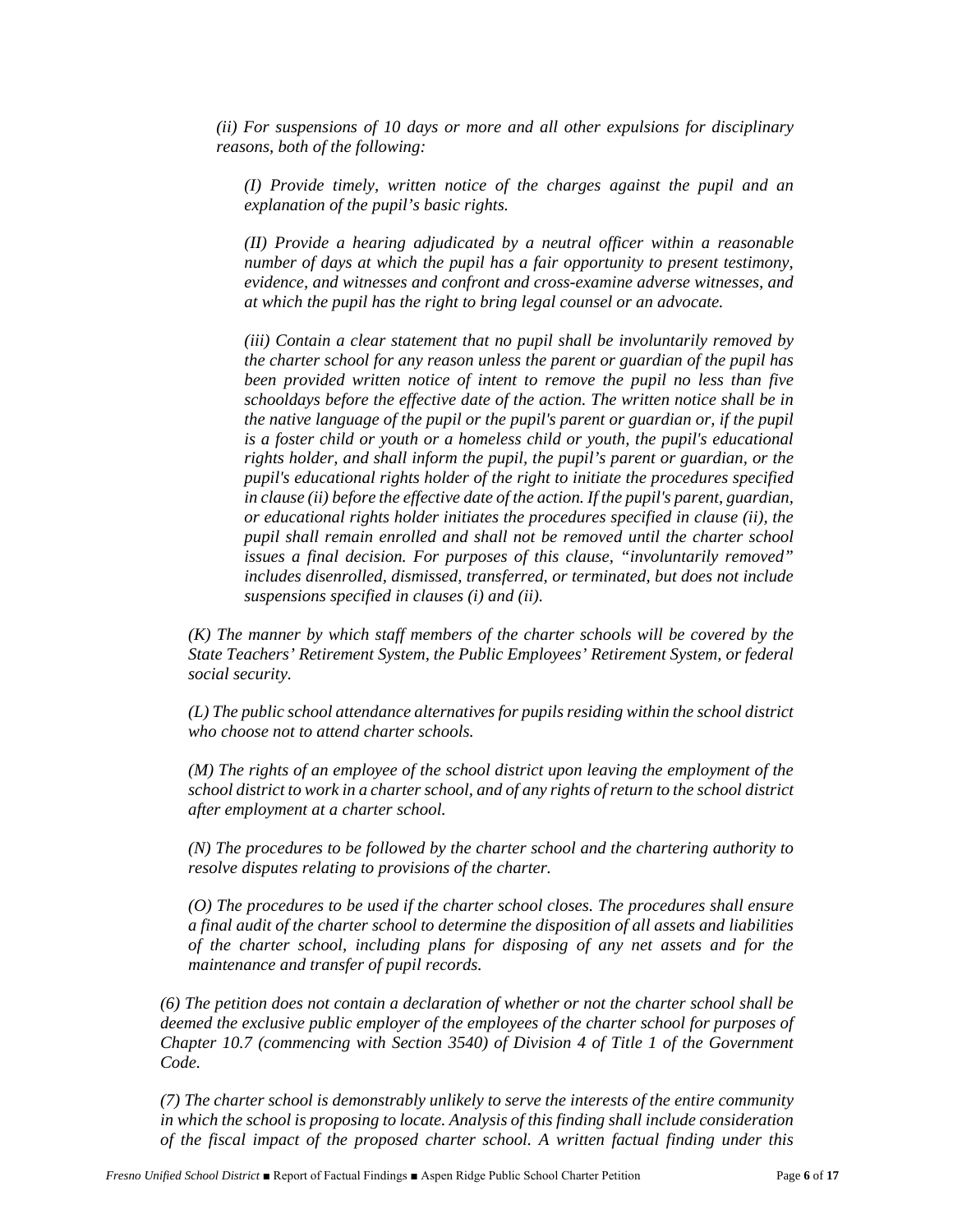*(ii) For suspensions of 10 days or more and all other expulsions for disciplinary reasons, both of the following:*

*(I) Provide timely, written notice of the charges against the pupil and an explanation of the pupil's basic rights.*

*(II) Provide a hearing adjudicated by a neutral officer within a reasonable number of days at which the pupil has a fair opportunity to present testimony, evidence, and witnesses and confront and cross-examine adverse witnesses, and at which the pupil has the right to bring legal counsel or an advocate.*

*(iii) Contain a clear statement that no pupil shall be involuntarily removed by the charter school for any reason unless the parent or guardian of the pupil has been provided written notice of intent to remove the pupil no less than five schooldays before the effective date of the action. The written notice shall be in the native language of the pupil or the pupil's parent or guardian or, if the pupil is a foster child or youth or a homeless child or youth, the pupil's educational rights holder, and shall inform the pupil, the pupil's parent or guardian, or the pupil's educational rights holder of the right to initiate the procedures specified in clause (ii) before the effective date of the action. If the pupil's parent, guardian, or educational rights holder initiates the procedures specified in clause (ii), the pupil shall remain enrolled and shall not be removed until the charter school issues a final decision. For purposes of this clause, "involuntarily removed" includes disenrolled, dismissed, transferred, or terminated, but does not include suspensions specified in clauses (i) and (ii).*

*(K) The manner by which staff members of the charter schools will be covered by the State Teachers' Retirement System, the Public Employees' Retirement System, or federal social security.*

*(L) The public school attendance alternatives for pupils residing within the school district who choose not to attend charter schools.*

*(M) The rights of an employee of the school district upon leaving the employment of the school district to work in a charter school, and of any rights of return to the school district after employment at a charter school.*

*(N) The procedures to be followed by the charter school and the chartering authority to resolve disputes relating to provisions of the charter.*

*(O) The procedures to be used if the charter school closes. The procedures shall ensure a final audit of the charter school to determine the disposition of all assets and liabilities of the charter school, including plans for disposing of any net assets and for the maintenance and transfer of pupil records.*

*(6) The petition does not contain a declaration of whether or not the charter school shall be deemed the exclusive public employer of the employees of the charter school for purposes of Chapter 10.7 (commencing with Section 3540) of Division 4 of Title 1 of the Government Code.*

*(7) The charter school is demonstrably unlikely to serve the interests of the entire community in which the school is proposing to locate. Analysis of this finding shall include consideration of the fiscal impact of the proposed charter school. A written factual finding under this*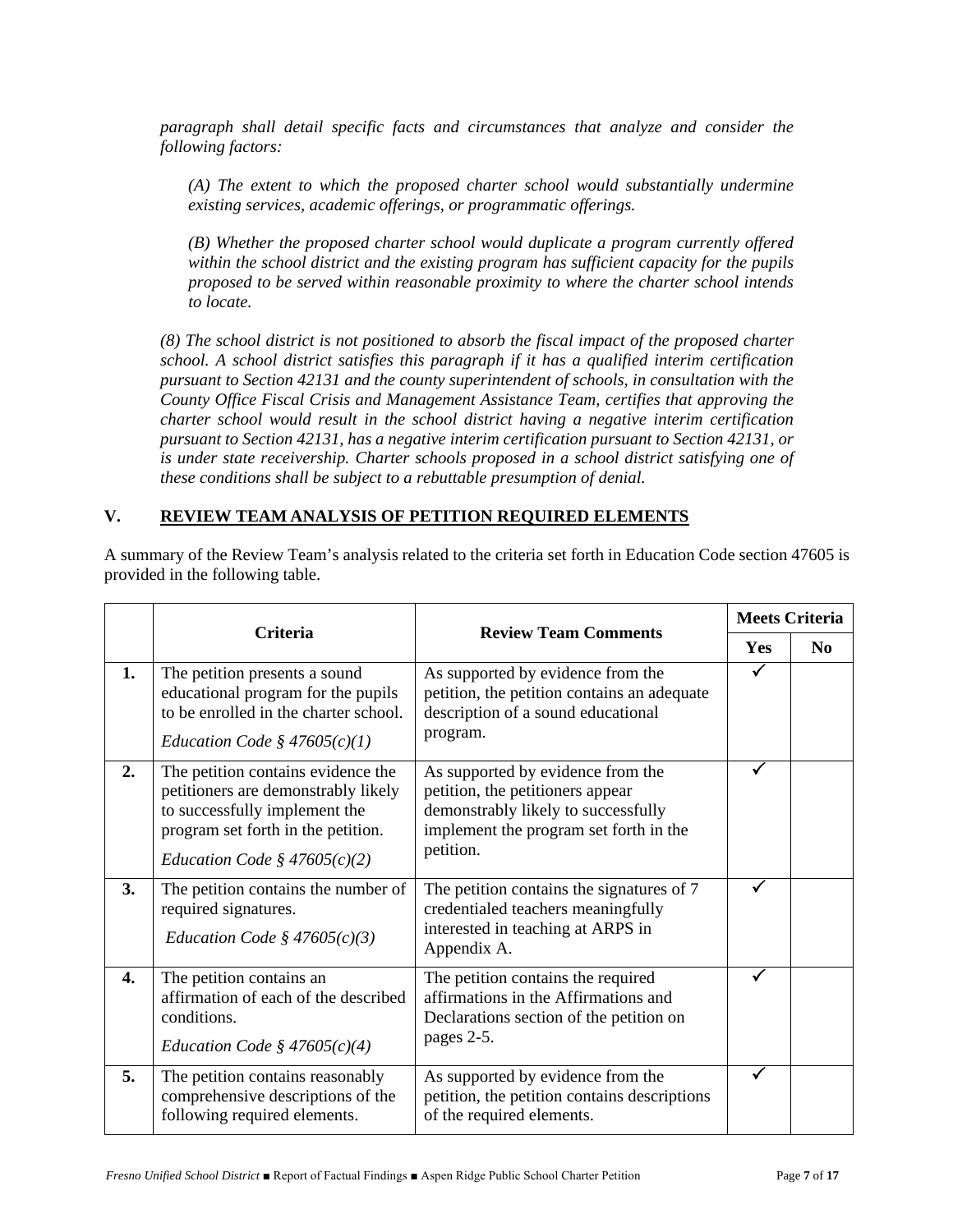*paragraph shall detail specific facts and circumstances that analyze and consider the following factors:*

*(A) The extent to which the proposed charter school would substantially undermine existing services, academic offerings, or programmatic offerings.*

*(B) Whether the proposed charter school would duplicate a program currently offered within the school district and the existing program has sufficient capacity for the pupils proposed to be served within reasonable proximity to where the charter school intends to locate.*

*(8) The school district is not positioned to absorb the fiscal impact of the proposed charter school. A school district satisfies this paragraph if it has a qualified interim certification pursuant to Section 42131 and the county superintendent of schools, in consultation with the County Office Fiscal Crisis and Management Assistance Team, certifies that approving the charter school would result in the school district having a negative interim certification pursuant to Section 42131, has a negative interim certification pursuant to Section 42131, or is under state receivership. Charter schools proposed in a school district satisfying one of these conditions shall be subject to a rebuttable presumption of denial.*

## V. REVIEW TEAM ANALYSIS OF PETITION REQUIRED ELEMENTS

A summary of the Review Team's analysis related to the criteria set forth in Education Code section 47605 is provided in the following table.

| | Criteria | Review Team Comments | Meets Criteria | |
|---|---|---|---|---|
| | | | **Yes** | **No** |
| **1.** | The petition presents a sound educational program for the pupils to be enrolled in the charter school. *Education Code § 47605(c)(1)* | As supported by evidence from the petition, the petition contains an adequate description of a sound educational program. | ✓ | |
| **2.** | The petition contains evidence the petitioners are demonstrably likely to successfully implement the program set forth in the petition. *Education Code § 47605(c)(2)* | As supported by evidence from the petition, the petitioners appear demonstrably likely to successfully implement the program set forth in the petition. | ✓ | |
| **3.** | The petition contains the number of required signatures. *Education Code § 47605(c)(3)* | The petition contains the signatures of 7 credentialed teachers meaningfully interested in teaching at ARPS in Appendix A. | ✓ | |
| **4.** | The petition contains an affirmation of each of the described conditions. *Education Code § 47605(c)(4)* | The petition contains the required affirmations in the Affirmations and Declarations section of the petition on pages 2-5. | ✓ | |
| **5.** | The petition contains reasonably comprehensive descriptions of the following required elements. | As supported by evidence from the petition, the petition contains descriptions of the required elements. | ✓ | |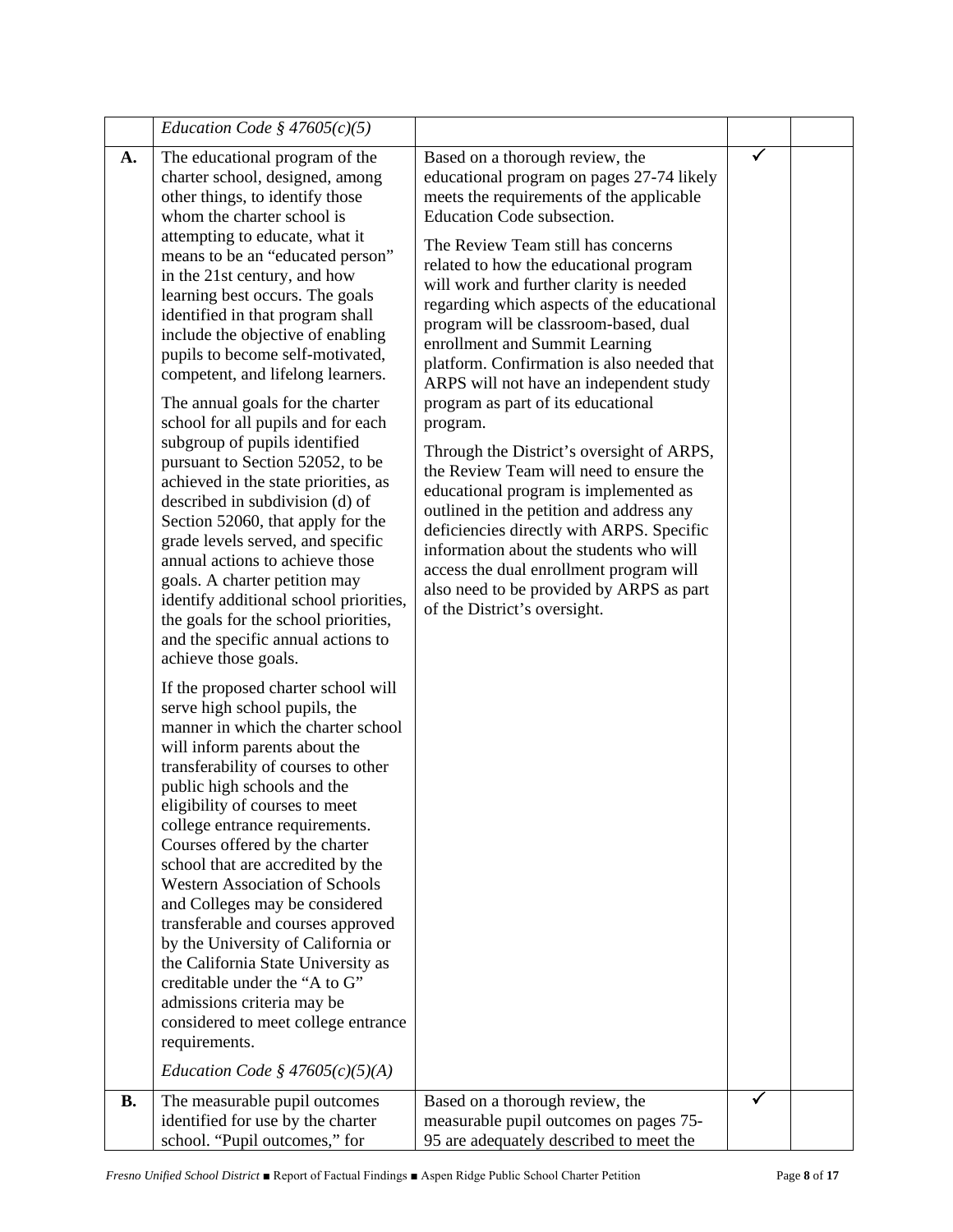| | | | | |
|---|---|---|---|---|
| | *Education Code § 47605(c)(5)* | | | |
| **A.** | The educational program of the charter school, designed, among other things, to identify those whom the charter school is attempting to educate, what it means to be an "educated person" in the 21st century, and how learning best occurs. The goals identified in that program shall include the objective of enabling pupils to become self-motivated, competent, and lifelong learners.<br><br>The annual goals for the charter school for all pupils and for each subgroup of pupils identified pursuant to Section 52052, to be achieved in the state priorities, as described in subdivision (d) of Section 52060, that apply for the grade levels served, and specific annual actions to achieve those goals. A charter petition may identify additional school priorities, the goals for the school priorities, and the specific annual actions to achieve those goals.<br><br>If the proposed charter school will serve high school pupils, the manner in which the charter school will inform parents about the transferability of courses to other public high schools and the eligibility of courses to meet college entrance requirements. Courses offered by the charter school that are accredited by the Western Association of Schools and Colleges may be considered transferable and courses approved by the University of California or the California State University as creditable under the "A to G" admissions criteria may be considered to meet college entrance requirements.<br><br>*Education Code § 47605(c)(5)(A)* | Based on a thorough review, the educational program on pages 27-74 likely meets the requirements of the applicable Education Code subsection.<br><br>The Review Team still has concerns related to how the educational program will work and further clarity is needed regarding which aspects of the educational program will be classroom-based, dual enrollment and Summit Learning platform. Confirmation is also needed that ARPS will not have an independent study program as part of its educational program.<br><br>Through the District's oversight of ARPS, the Review Team will need to ensure the educational program is implemented as outlined in the petition and address any deficiencies directly with ARPS. Specific information about the students who will access the dual enrollment program will also need to be provided by ARPS as part of the District's oversight. | ✓ | |
| **B.** | The measurable pupil outcomes identified for use by the charter school. "Pupil outcomes," for | Based on a thorough review, the measurable pupil outcomes on pages 75-95 are adequately described to meet the | ✓ | |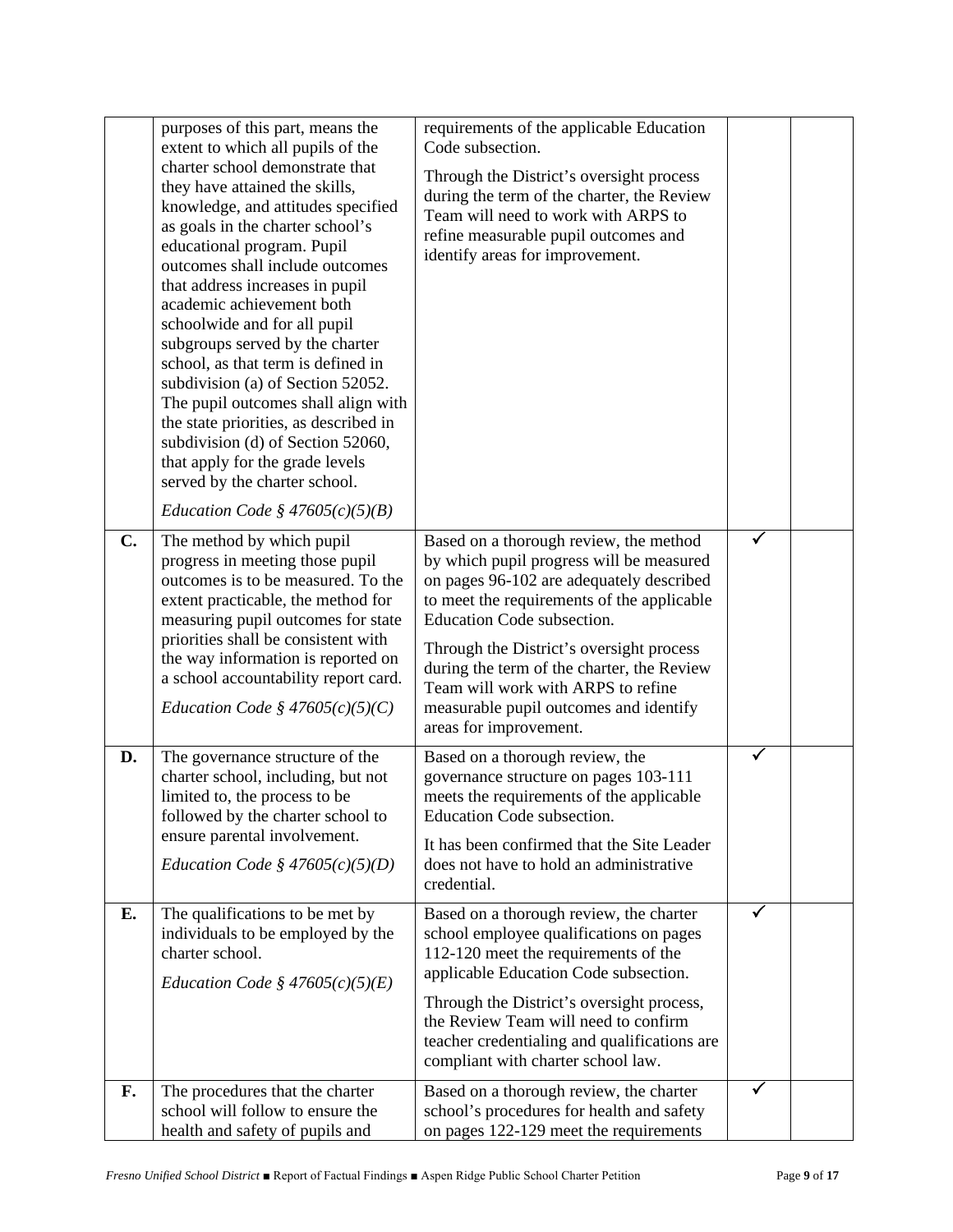| | | | | |
|---|---|---|---|---|
| | purposes of this part, means the extent to which all pupils of the charter school demonstrate that they have attained the skills, knowledge, and attitudes specified as goals in the charter school's educational program. Pupil outcomes shall include outcomes that address increases in pupil academic achievement both schoolwide and for all pupil subgroups served by the charter school, as that term is defined in subdivision (a) of Section 52052. The pupil outcomes shall align with the state priorities, as described in subdivision (d) of Section 52060, that apply for the grade levels served by the charter school.<br><br>*Education Code § 47605(c)(5)(B)* | requirements of the applicable Education Code subsection.<br><br>Through the District's oversight process during the term of the charter, the Review Team will need to work with ARPS to refine measurable pupil outcomes and identify areas for improvement. | | |
| **C.** | The method by which pupil progress in meeting those pupil outcomes is to be measured. To the extent practicable, the method for measuring pupil outcomes for state priorities shall be consistent with the way information is reported on a school accountability report card.<br><br>*Education Code § 47605(c)(5)(C)* | Based on a thorough review, the method by which pupil progress will be measured on pages 96-102 are adequately described to meet the requirements of the applicable Education Code subsection.<br><br>Through the District's oversight process during the term of the charter, the Review Team will work with ARPS to refine measurable pupil outcomes and identify areas for improvement. | ✓ | |
| **D.** | The governance structure of the charter school, including, but not limited to, the process to be followed by the charter school to ensure parental involvement.<br><br>*Education Code § 47605(c)(5)(D)* | Based on a thorough review, the governance structure on pages 103-111 meets the requirements of the applicable Education Code subsection.<br><br>It has been confirmed that the Site Leader does not have to hold an administrative credential. | ✓ | |
| **E.** | The qualifications to be met by individuals to be employed by the charter school.<br><br>*Education Code § 47605(c)(5)(E)* | Based on a thorough review, the charter school employee qualifications on pages 112-120 meet the requirements of the applicable Education Code subsection.<br><br>Through the District's oversight process, the Review Team will need to confirm teacher credentialing and qualifications are compliant with charter school law. | ✓ | |
| **F.** | The procedures that the charter school will follow to ensure the health and safety of pupils and | Based on a thorough review, the charter school's procedures for health and safety on pages 122-129 meet the requirements | ✓ | |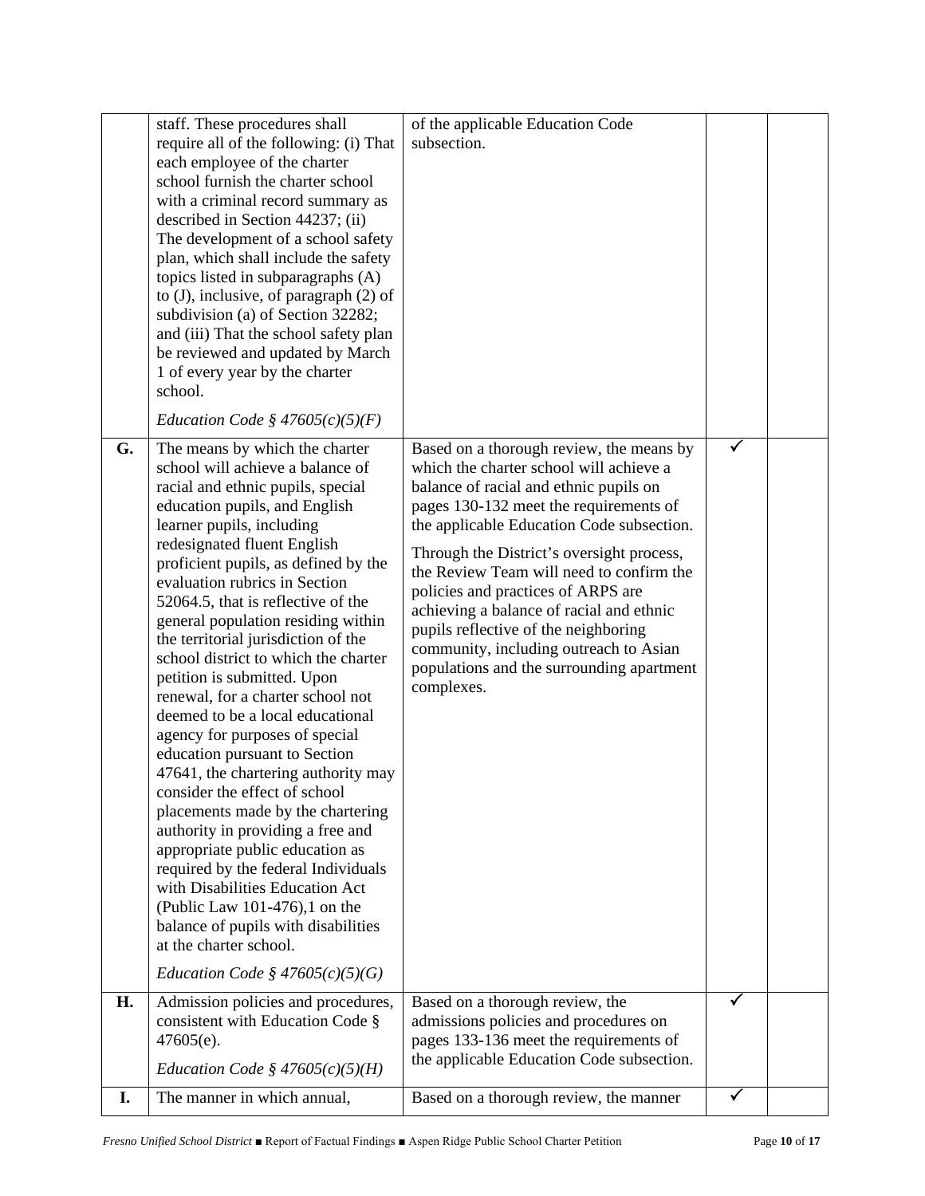| | | | | |
|---|---|---|---|---|
| | staff. These procedures shall require all of the following: (i) That each employee of the charter school furnish the charter school with a criminal record summary as described in Section 44237; (ii) The development of a school safety plan, which shall include the safety topics listed in subparagraphs (A) to (J), inclusive, of paragraph (2) of subdivision (a) of Section 32282; and (iii) That the school safety plan be reviewed and updated by March 1 of every year by the charter school.<br><br>*Education Code § 47605(c)(5)(F)* | of the applicable Education Code subsection. | | |
| **G.** | The means by which the charter school will achieve a balance of racial and ethnic pupils, special education pupils, and English learner pupils, including redesignated fluent English proficient pupils, as defined by the evaluation rubrics in Section 52064.5, that is reflective of the general population residing within the territorial jurisdiction of the school district to which the charter petition is submitted. Upon renewal, for a charter school not deemed to be a local educational agency for purposes of special education pursuant to Section 47641, the chartering authority may consider the effect of school placements made by the chartering authority in providing a free and appropriate public education as required by the federal Individuals with Disabilities Education Act (Public Law 101-476),1 on the balance of pupils with disabilities at the charter school.<br><br>*Education Code § 47605(c)(5)(G)* | Based on a thorough review, the means by which the charter school will achieve a balance of racial and ethnic pupils on pages 130-132 meet the requirements of the applicable Education Code subsection.<br><br>Through the District's oversight process, the Review Team will need to confirm the policies and practices of ARPS are achieving a balance of racial and ethnic pupils reflective of the neighboring community, including outreach to Asian populations and the surrounding apartment complexes. | ✓ | |
| **H.** | Admission policies and procedures, consistent with Education Code § 47605(e).<br><br>*Education Code § 47605(c)(5)(H)* | Based on a thorough review, the admissions policies and procedures on pages 133-136 meet the requirements of the applicable Education Code subsection. | ✓ | |
| **I.** | The manner in which annual, | Based on a thorough review, the manner | ✓ | |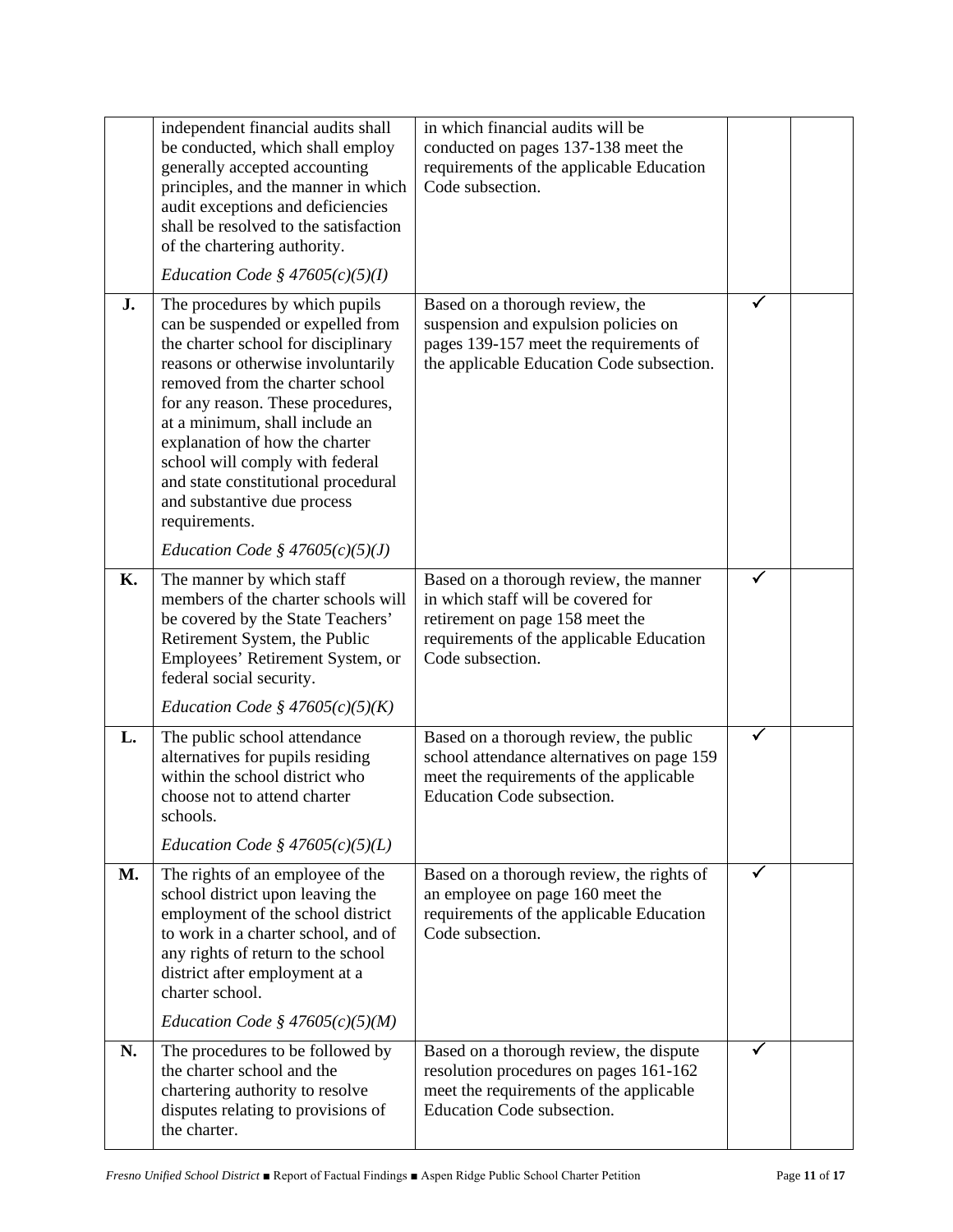| | | | | |
|---|---|---|---|---|
| | independent financial audits shall be conducted, which shall employ generally accepted accounting principles, and the manner in which audit exceptions and deficiencies shall be resolved to the satisfaction of the chartering authority.<br><br>*Education Code § 47605(c)(5)(I)* | in which financial audits will be conducted on pages 137-138 meet the requirements of the applicable Education Code subsection. | | |
| **J.** | The procedures by which pupils can be suspended or expelled from the charter school for disciplinary reasons or otherwise involuntarily removed from the charter school for any reason. These procedures, at a minimum, shall include an explanation of how the charter school will comply with federal and state constitutional procedural and substantive due process requirements.<br><br>*Education Code § 47605(c)(5)(J)* | Based on a thorough review, the suspension and expulsion policies on pages 139-157 meet the requirements of the applicable Education Code subsection. | ✓ | |
| **K.** | The manner by which staff members of the charter schools will be covered by the State Teachers' Retirement System, the Public Employees' Retirement System, or federal social security.<br><br>*Education Code § 47605(c)(5)(K)* | Based on a thorough review, the manner in which staff will be covered for retirement on page 158 meet the requirements of the applicable Education Code subsection. | ✓ | |
| **L.** | The public school attendance alternatives for pupils residing within the school district who choose not to attend charter schools.<br><br>*Education Code § 47605(c)(5)(L)* | Based on a thorough review, the public school attendance alternatives on page 159 meet the requirements of the applicable Education Code subsection. | ✓ | |
| **M.** | The rights of an employee of the school district upon leaving the employment of the school district to work in a charter school, and of any rights of return to the school district after employment at a charter school.<br><br>*Education Code § 47605(c)(5)(M)* | Based on a thorough review, the rights of an employee on page 160 meet the requirements of the applicable Education Code subsection. | ✓ | |
| **N.** | The procedures to be followed by the charter school and the chartering authority to resolve disputes relating to provisions of the charter. | Based on a thorough review, the dispute resolution procedures on pages 161-162 meet the requirements of the applicable Education Code subsection. | ✓ | |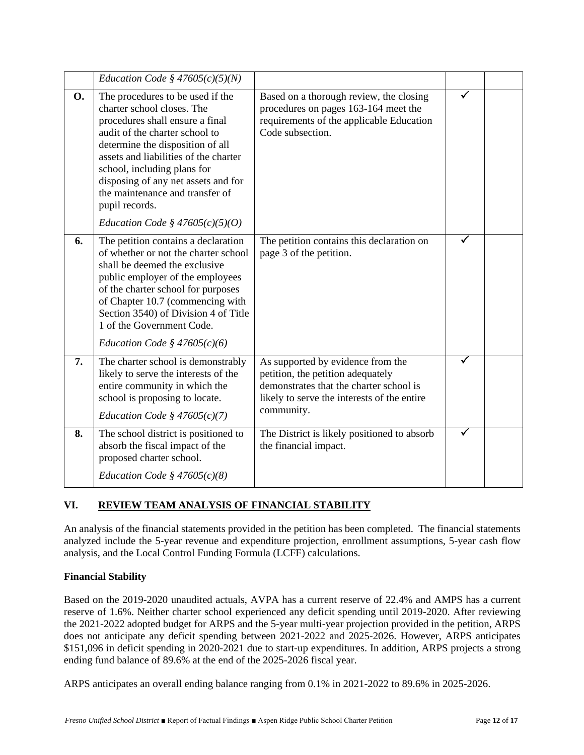| | | | | |
|---|---|---|---|---|
| | *Education Code § 47605(c)(5)(N)* | | | |
| **O.** | The procedures to be used if the charter school closes. The procedures shall ensure a final audit of the charter school to determine the disposition of all assets and liabilities of the charter school, including plans for disposing of any net assets and for the maintenance and transfer of pupil records.<br><br>*Education Code § 47605(c)(5)(O)* | Based on a thorough review, the closing procedures on pages 163-164 meet the requirements of the applicable Education Code subsection. | ✓ | |
| **6.** | The petition contains a declaration of whether or not the charter school shall be deemed the exclusive public employer of the employees of the charter school for purposes of Chapter 10.7 (commencing with Section 3540) of Division 4 of Title 1 of the Government Code.<br><br>*Education Code § 47605(c)(6)* | The petition contains this declaration on page 3 of the petition. | ✓ | |
| **7.** | The charter school is demonstrably likely to serve the interests of the entire community in which the school is proposing to locate.<br><br>*Education Code § 47605(c)(7)* | As supported by evidence from the petition, the petition adequately demonstrates that the charter school is likely to serve the interests of the entire community. | ✓ | |
| **8.** | The school district is positioned to absorb the fiscal impact of the proposed charter school.<br><br>*Education Code § 47605(c)(8)* | The District is likely positioned to absorb the financial impact. | ✓ | |

## VI. REVIEW TEAM ANALYSIS OF FINANCIAL STABILITY

An analysis of the financial statements provided in the petition has been completed. The financial statements analyzed include the 5-year revenue and expenditure projection, enrollment assumptions, 5-year cash flow analysis, and the Local Control Funding Formula (LCFF) calculations.

**Financial Stability**

Based on the 2019-2020 unaudited actuals, AVPA has a current reserve of 22.4% and AMPS has a current reserve of 1.6%. Neither charter school experienced any deficit spending until 2019-2020. After reviewing the 2021-2022 adopted budget for ARPS and the 5-year multi-year projection provided in the petition, ARPS does not anticipate any deficit spending between 2021-2022 and 2025-2026. However, ARPS anticipates $151,096 in deficit spending in 2020-2021 due to start-up expenditures. In addition, ARPS projects a strong ending fund balance of 89.6% at the end of the 2025-2026 fiscal year.

ARPS anticipates an overall ending balance ranging from 0.1% in 2021-2022 to 89.6% in 2025-2026.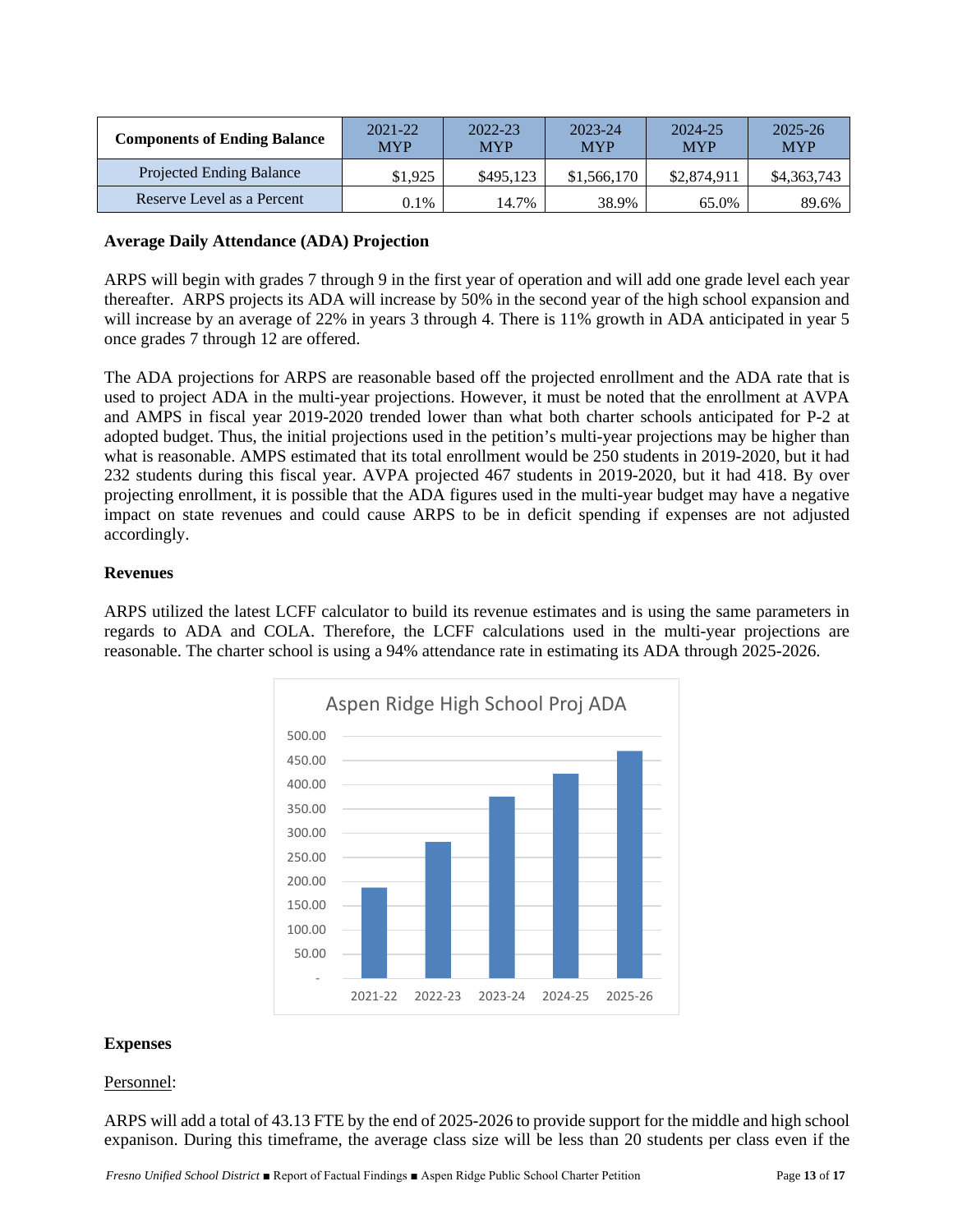| Components of Ending Balance | 2021-22 MYP | 2022-23 MYP | 2023-24 MYP | 2024-25 MYP | 2025-26 MYP |
|---|---|---|---|---|---|
| Projected Ending Balance | $1,925 | $495,123 | $1,566,170 | $2,874,911 | $4,363,743 |
| Reserve Level as a Percent | 0.1% | 14.7% | 38.9% | 65.0% | 89.6% |

**Average Daily Attendance (ADA) Projection**

ARPS will begin with grades 7 through 9 in the first year of operation and will add one grade level each year thereafter. ARPS projects its ADA will increase by 50% in the second year of the high school expansion and will increase by an average of 22% in years 3 through 4. There is 11% growth in ADA anticipated in year 5 once grades 7 through 12 are offered.

The ADA projections for ARPS are reasonable based off the projected enrollment and the ADA rate that is used to project ADA in the multi-year projections. However, it must be noted that the enrollment at AVPA and AMPS in fiscal year 2019-2020 trended lower than what both charter schools anticipated for P-2 at adopted budget. Thus, the initial projections used in the petition's multi-year projections may be higher than what is reasonable. AMPS estimated that its total enrollment would be 250 students in 2019-2020, but it had 232 students during this fiscal year. AVPA projected 467 students in 2019-2020, but it had 418. By over projecting enrollment, it is possible that the ADA figures used in the multi-year budget may have a negative impact on state revenues and could cause ARPS to be in deficit spending if expenses are not adjusted accordingly.

**Revenues**

ARPS utilized the latest LCFF calculator to build its revenue estimates and is using the same parameters in regards to ADA and COLA. Therefore, the LCFF calculations used in the multi-year projections are reasonable. The charter school is using a 94% attendance rate in estimating its ADA through 2025-2026.

Aspen Ridge High School Proj ADA

**Expenses**

Personnel:

ARPS will add a total of 43.13 FTE by the end of 2025-2026 to provide support for the middle and high school expanison. During this timeframe, the average class size will be less than 20 students per class even if the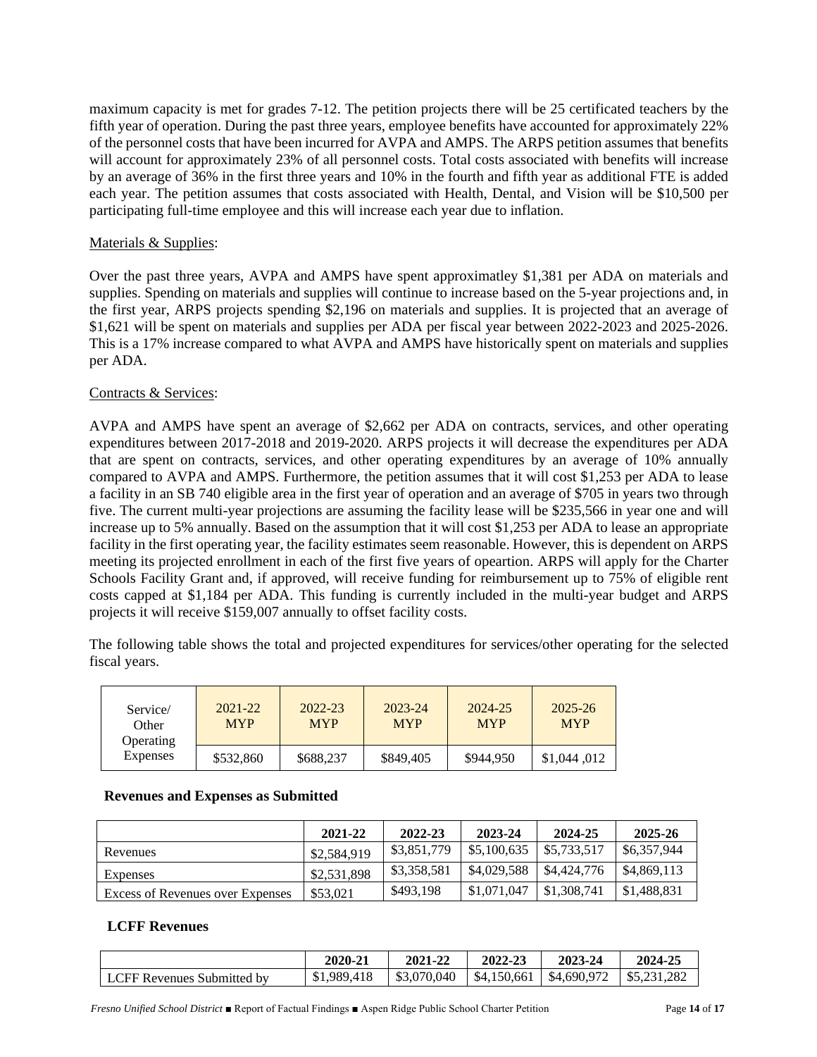maximum capacity is met for grades 7-12. The petition projects there will be 25 certificated teachers by the fifth year of operation. During the past three years, employee benefits have accounted for approximately 22% of the personnel costs that have been incurred for AVPA and AMPS. The ARPS petition assumes that benefits will account for approximately 23% of all personnel costs. Total costs associated with benefits will increase by an average of 36% in the first three years and 10% in the fourth and fifth year as additional FTE is added each year. The petition assumes that costs associated with Health, Dental, and Vision will be $10,500 per participating full-time employee and this will increase each year due to inflation.

Materials & Supplies:

Over the past three years, AVPA and AMPS have spent approximatley $1,381 per ADA on materials and supplies. Spending on materials and supplies will continue to increase based on the 5-year projections and, in the first year, ARPS projects spending $2,196 on materials and supplies. It is projected that an average of $1,621 will be spent on materials and supplies per ADA per fiscal year between 2022-2023 and 2025-2026. This is a 17% increase compared to what AVPA and AMPS have historically spent on materials and supplies per ADA.

Contracts & Services:

AVPA and AMPS have spent an average of $2,662 per ADA on contracts, services, and other operating expenditures between 2017-2018 and 2019-2020. ARPS projects it will decrease the expenditures per ADA that are spent on contracts, services, and other operating expenditures by an average of 10% annually compared to AVPA and AMPS. Furthermore, the petition assumes that it will cost $1,253 per ADA to lease a facility in an SB 740 eligible area in the first year of operation and an average of $705 in years two through five. The current multi-year projections are assuming the facility lease will be $235,566 in year one and will increase up to 5% annually. Based on the assumption that it will cost $1,253 per ADA to lease an appropriate facility in the first operating year, the facility estimates seem reasonable. However, this is dependent on ARPS meeting its projected enrollment in each of the first five years of opeartion. ARPS will apply for the Charter Schools Facility Grant and, if approved, will receive funding for reimbursement up to 75% of eligible rent costs capped at $1,184 per ADA. This funding is currently included in the multi-year budget and ARPS projects it will receive $159,007 annually to offset facility costs.

The following table shows the total and projected expenditures for services/other operating for the selected fiscal years.

| Service/ Other Operating Expenses | 2021-22 MYP | 2022-23 MYP | 2023-24 MYP | 2024-25 MYP | 2025-26 MYP |
|---|---|---|---|---|---|
| | $532,860 | $688,237 | $849,405 | $944,950 | $1,044 ,012 |

**Revenues and Expenses as Submitted**

| | 2021-22 | 2022-23 | 2023-24 | 2024-25 | 2025-26 |
|---|---|---|---|---|---|
| Revenues | $2,584,919 | $3,851,779 | $5,100,635 | $5,733,517 | $6,357,944 |
| Expenses | $2,531,898 | $3,358,581 | $4,029,588 | $4,424,776 | $4,869,113 |
| Excess of Revenues over Expenses | $53,021 | $493,198 | $1,071,047 | $1,308,741 | $1,488,831 |

**LCFF Revenues**

| | 2020-21 | 2021-22 | 2022-23 | 2023-24 | 2024-25 |
|---|---|---|---|---|---|
| LCFF Revenues Submitted by | $1,989,418 | $3,070,040 | $4,150,661 | $4,690,972 | $5,231,282 |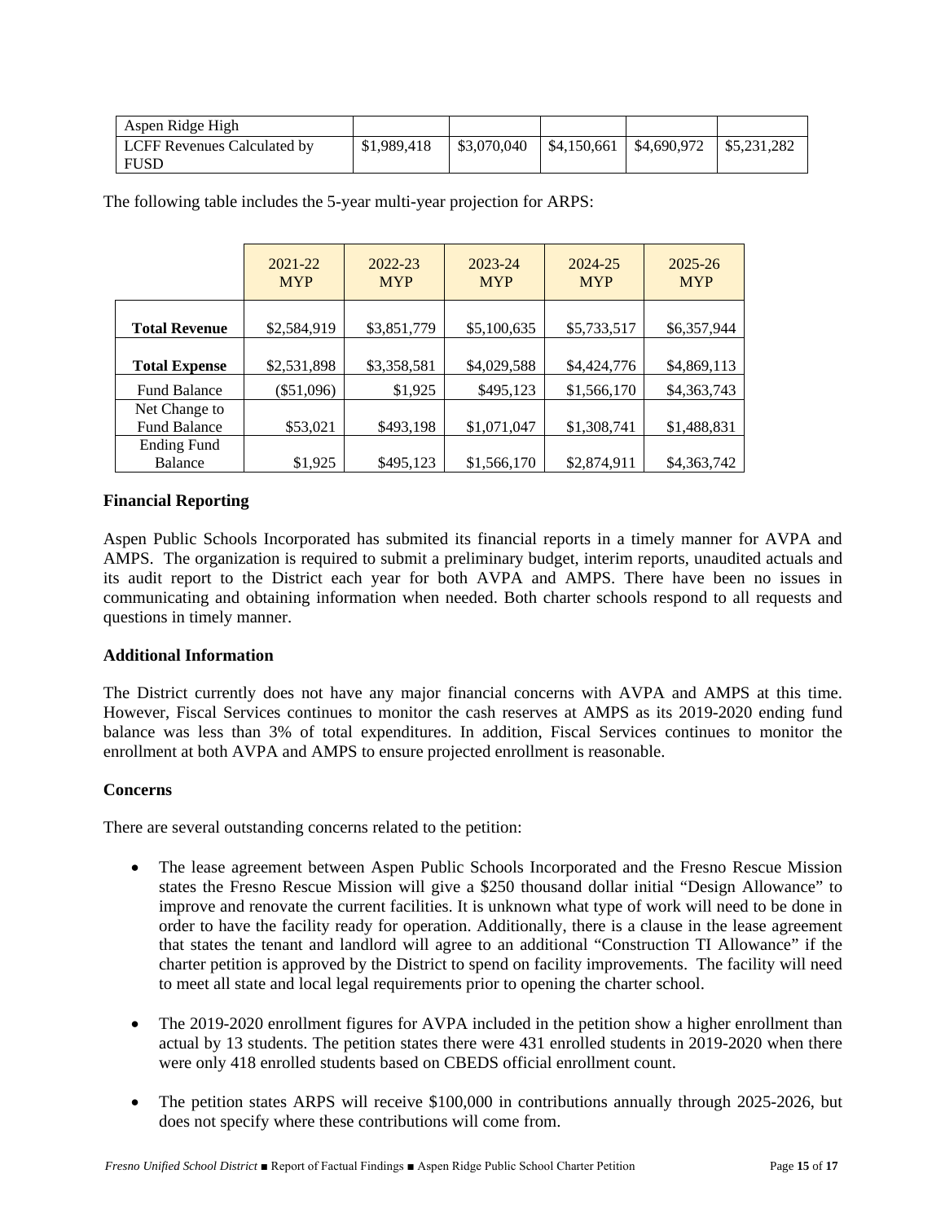| Aspen Ridge High | | | | | |
|---|---|---|---|---|---|
| LCFF Revenues Calculated by FUSD | $1,989,418 | $3,070,040 | $4,150,661 | $4,690,972 | $5,231,282 |

The following table includes the 5-year multi-year projection for ARPS:

| | 2021-22 MYP | 2022-23 MYP | 2023-24 MYP | 2024-25 MYP | 2025-26 MYP |
|---|---|---|---|---|---|
| **Total Revenue** | $2,584,919 | $3,851,779 | $5,100,635 | $5,733,517 | $6,357,944 |
| **Total Expense** | $2,531,898 | $3,358,581 | $4,029,588 | $4,424,776 | $4,869,113 |
| Fund Balance | ($51,096) | $1,925 | $495,123 | $1,566,170 | $4,363,743 |
| Net Change to Fund Balance | $53,021 | $493,198 | $1,071,047 | $1,308,741 | $1,488,831 |
| Ending Fund Balance | $1,925 | $495,123 | $1,566,170 | $2,874,911 | $4,363,742 |

**Financial Reporting**

Aspen Public Schools Incorporated has submited its financial reports in a timely manner for AVPA and AMPS. The organization is required to submit a preliminary budget, interim reports, unaudited actuals and its audit report to the District each year for both AVPA and AMPS. There have been no issues in communicating and obtaining information when needed. Both charter schools respond to all requests and questions in timely manner.

**Additional Information**

The District currently does not have any major financial concerns with AVPA and AMPS at this time. However, Fiscal Services continues to monitor the cash reserves at AMPS as its 2019-2020 ending fund balance was less than 3% of total expenditures. In addition, Fiscal Services continues to monitor the enrollment at both AVPA and AMPS to ensure projected enrollment is reasonable.

**Concerns**

There are several outstanding concerns related to the petition:

- The lease agreement between Aspen Public Schools Incorporated and the Fresno Rescue Mission states the Fresno Rescue Mission will give a $250 thousand dollar initial "Design Allowance" to improve and renovate the current facilities. It is unknown what type of work will need to be done in order to have the facility ready for operation. Additionally, there is a clause in the lease agreement that states the tenant and landlord will agree to an additional "Construction TI Allowance" if the charter petition is approved by the District to spend on facility improvements. The facility will need to meet all state and local legal requirements prior to opening the charter school.

- The 2019-2020 enrollment figures for AVPA included in the petition show a higher enrollment than actual by 13 students. The petition states there were 431 enrolled students in 2019-2020 when there were only 418 enrolled students based on CBEDS official enrollment count.

- The petition states ARPS will receive $100,000 in contributions annually through 2025-2026, but does not specify where these contributions will come from.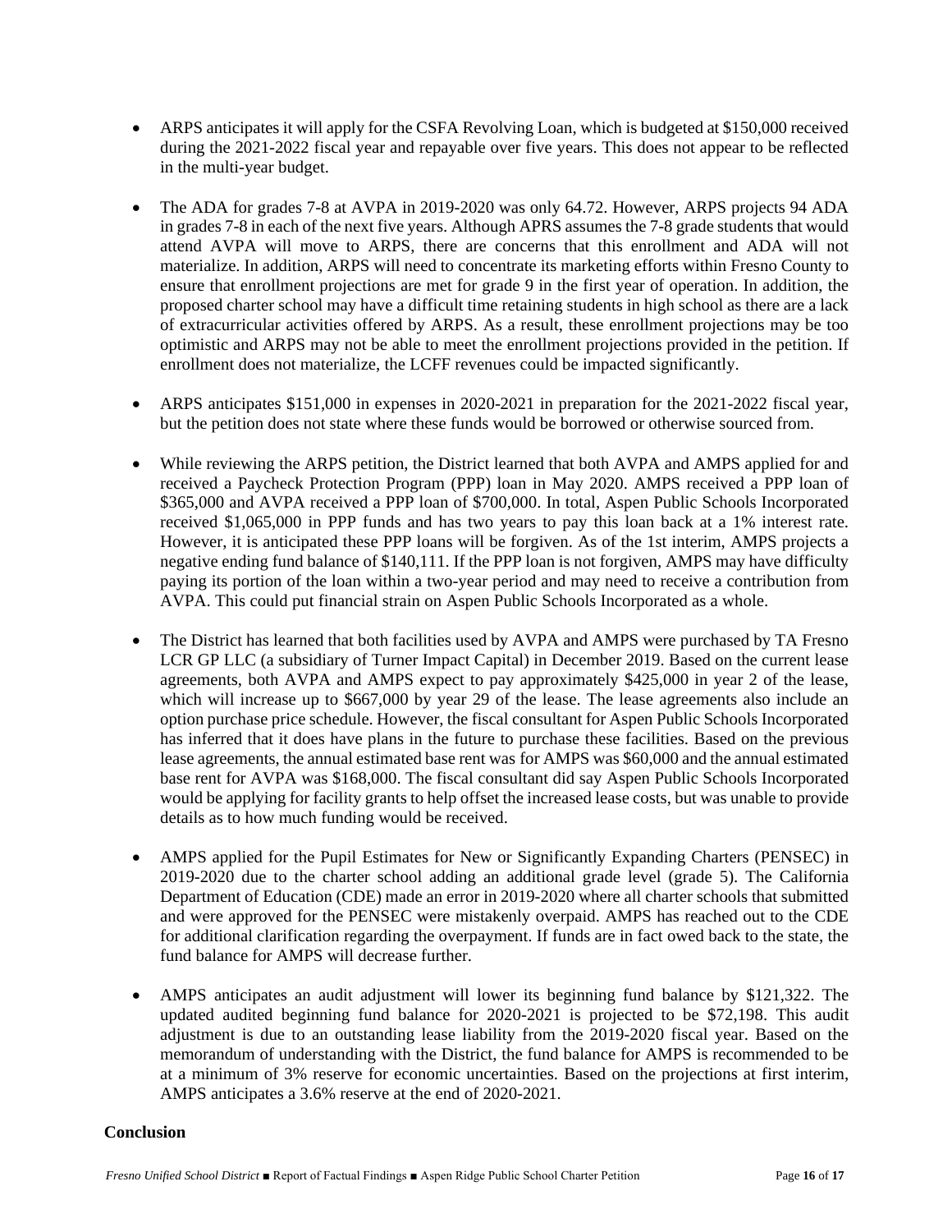- ARPS anticipates it will apply for the CSFA Revolving Loan, which is budgeted at $150,000 received during the 2021-2022 fiscal year and repayable over five years. This does not appear to be reflected in the multi-year budget.

- The ADA for grades 7-8 at AVPA in 2019-2020 was only 64.72. However, ARPS projects 94 ADA in grades 7-8 in each of the next five years. Although APRS assumes the 7-8 grade students that would attend AVPA will move to ARPS, there are concerns that this enrollment and ADA will not materialize. In addition, ARPS will need to concentrate its marketing efforts within Fresno County to ensure that enrollment projections are met for grade 9 in the first year of operation. In addition, the proposed charter school may have a difficult time retaining students in high school as there are a lack of extracurricular activities offered by ARPS. As a result, these enrollment projections may be too optimistic and ARPS may not be able to meet the enrollment projections provided in the petition. If enrollment does not materialize, the LCFF revenues could be impacted significantly.

- ARPS anticipates $151,000 in expenses in 2020-2021 in preparation for the 2021-2022 fiscal year, but the petition does not state where these funds would be borrowed or otherwise sourced from.

- While reviewing the ARPS petition, the District learned that both AVPA and AMPS applied for and received a Paycheck Protection Program (PPP) loan in May 2020. AMPS received a PPP loan of $365,000 and AVPA received a PPP loan of $700,000. In total, Aspen Public Schools Incorporated received $1,065,000 in PPP funds and has two years to pay this loan back at a 1% interest rate. However, it is anticipated these PPP loans will be forgiven. As of the 1st interim, AMPS projects a negative ending fund balance of $140,111. If the PPP loan is not forgiven, AMPS may have difficulty paying its portion of the loan within a two-year period and may need to receive a contribution from AVPA. This could put financial strain on Aspen Public Schools Incorporated as a whole.

- The District has learned that both facilities used by AVPA and AMPS were purchased by TA Fresno LCR GP LLC (a subsidiary of Turner Impact Capital) in December 2019. Based on the current lease agreements, both AVPA and AMPS expect to pay approximately $425,000 in year 2 of the lease, which will increase up to $667,000 by year 29 of the lease. The lease agreements also include an option purchase price schedule. However, the fiscal consultant for Aspen Public Schools Incorporated has inferred that it does have plans in the future to purchase these facilities. Based on the previous lease agreements, the annual estimated base rent was for AMPS was $60,000 and the annual estimated base rent for AVPA was $168,000. The fiscal consultant did say Aspen Public Schools Incorporated would be applying for facility grants to help offset the increased lease costs, but was unable to provide details as to how much funding would be received.

- AMPS applied for the Pupil Estimates for New or Significantly Expanding Charters (PENSEC) in 2019-2020 due to the charter school adding an additional grade level (grade 5). The California Department of Education (CDE) made an error in 2019-2020 where all charter schools that submitted and were approved for the PENSEC were mistakenly overpaid. AMPS has reached out to the CDE for additional clarification regarding the overpayment. If funds are in fact owed back to the state, the fund balance for AMPS will decrease further.

- AMPS anticipates an audit adjustment will lower its beginning fund balance by $121,322. The updated audited beginning fund balance for 2020-2021 is projected to be $72,198. This audit adjustment is due to an outstanding lease liability from the 2019-2020 fiscal year. Based on the memorandum of understanding with the District, the fund balance for AMPS is recommended to be at a minimum of 3% reserve for economic uncertainties. Based on the projections at first interim, AMPS anticipates a 3.6% reserve at the end of 2020-2021.

**Conclusion**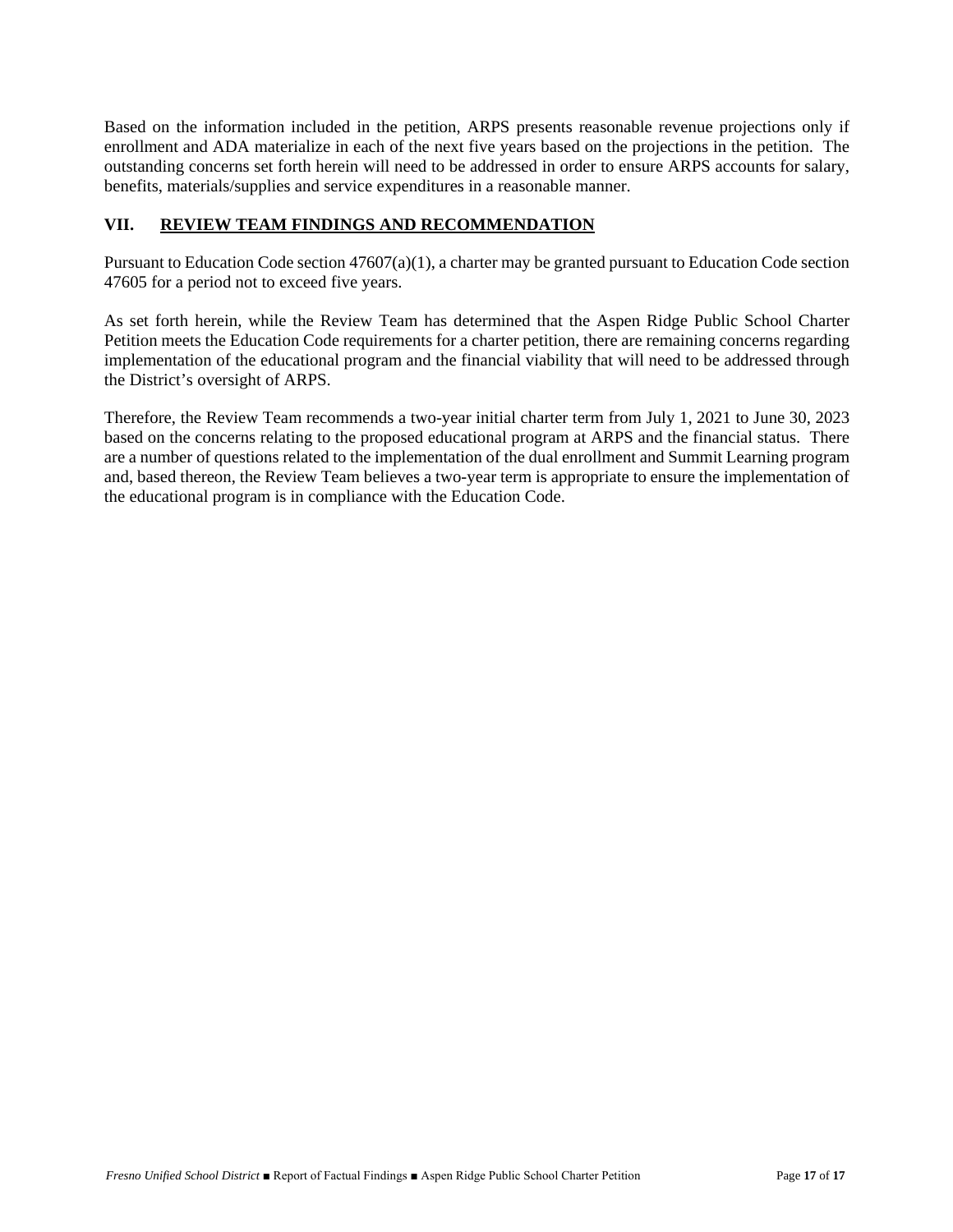Based on the information included in the petition, ARPS presents reasonable revenue projections only if enrollment and ADA materialize in each of the next five years based on the projections in the petition. The outstanding concerns set forth herein will need to be addressed in order to ensure ARPS accounts for salary, benefits, materials/supplies and service expenditures in a reasonable manner.

## VII. REVIEW TEAM FINDINGS AND RECOMMENDATION

Pursuant to Education Code section 47607(a)(1), a charter may be granted pursuant to Education Code section 47605 for a period not to exceed five years.

As set forth herein, while the Review Team has determined that the Aspen Ridge Public School Charter Petition meets the Education Code requirements for a charter petition, there are remaining concerns regarding implementation of the educational program and the financial viability that will need to be addressed through the District's oversight of ARPS.

Therefore, the Review Team recommends a two-year initial charter term from July 1, 2021 to June 30, 2023 based on the concerns relating to the proposed educational program at ARPS and the financial status. There are a number of questions related to the implementation of the dual enrollment and Summit Learning program and, based thereon, the Review Team believes a two-year term is appropriate to ensure the implementation of the educational program is in compliance with the Education Code.